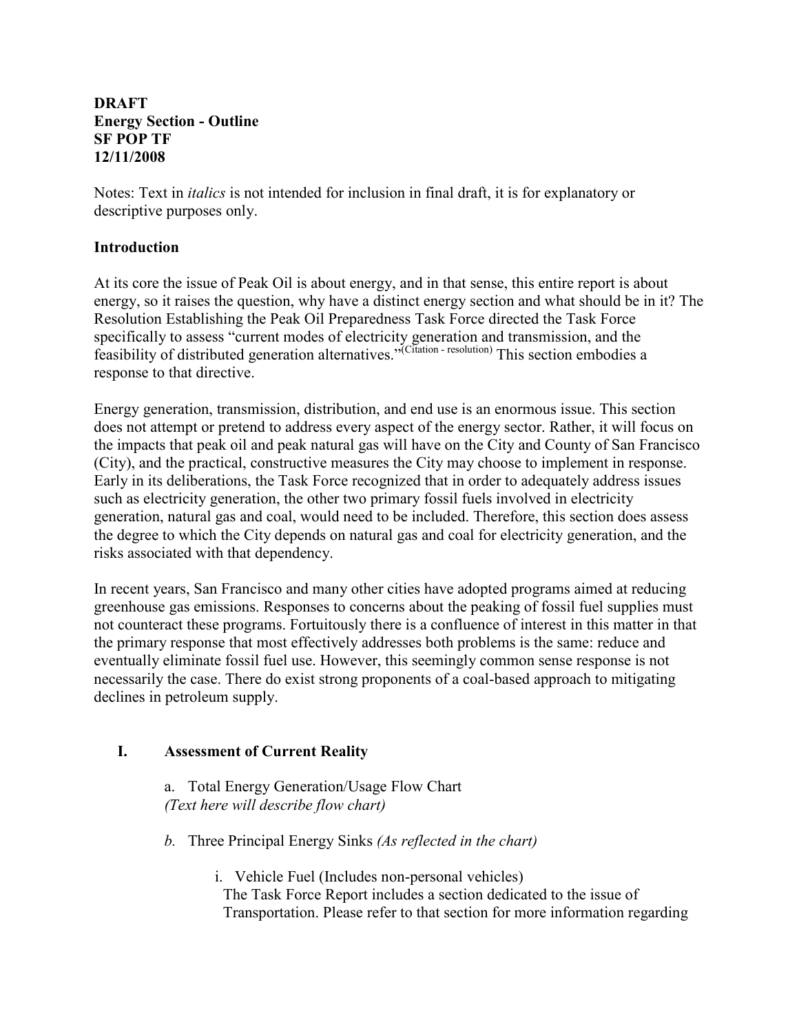**DRAFT**
**Energy Section - Outline**
**SF POP TF**
**12/11/2008**

Notes: Text in *italics* is not intended for inclusion in final draft, it is for explanatory or descriptive purposes only.

## Introduction

At its core the issue of Peak Oil is about energy, and in that sense, this entire report is about energy, so it raises the question, why have a distinct energy section and what should be in it? The Resolution Establishing the Peak Oil Preparedness Task Force directed the Task Force specifically to assess "current modes of electricity generation and transmission, and the feasibility of distributed generation alternatives."[(Citation - resolution)] This section embodies a response to that directive.

Energy generation, transmission, distribution, and end use is an enormous issue. This section does not attempt or pretend to address every aspect of the energy sector. Rather, it will focus on the impacts that peak oil and peak natural gas will have on the City and County of San Francisco (City), and the practical, constructive measures the City may choose to implement in response. Early in its deliberations, the Task Force recognized that in order to adequately address issues such as electricity generation, the other two primary fossil fuels involved in electricity generation, natural gas and coal, would need to be included. Therefore, this section does assess the degree to which the City depends on natural gas and coal for electricity generation, and the risks associated with that dependency.

In recent years, San Francisco and many other cities have adopted programs aimed at reducing greenhouse gas emissions. Responses to concerns about the peaking of fossil fuel supplies must not counteract these programs. Fortuitously there is a confluence of interest in this matter in that the primary response that most effectively addresses both problems is the same: reduce and eventually eliminate fossil fuel use. However, this seemingly common sense response is not necessarily the case. There do exist strong proponents of a coal-based approach to mitigating declines in petroleum supply.

## I. Assessment of Current Reality

a. Total Energy Generation/Usage Flow Chart
*(Text here will describe flow chart)*

*b.* Three Principal Energy Sinks *(As reflected in the chart)*

i. Vehicle Fuel (Includes non-personal vehicles)
The Task Force Report includes a section dedicated to the issue of Transportation. Please refer to that section for more information regarding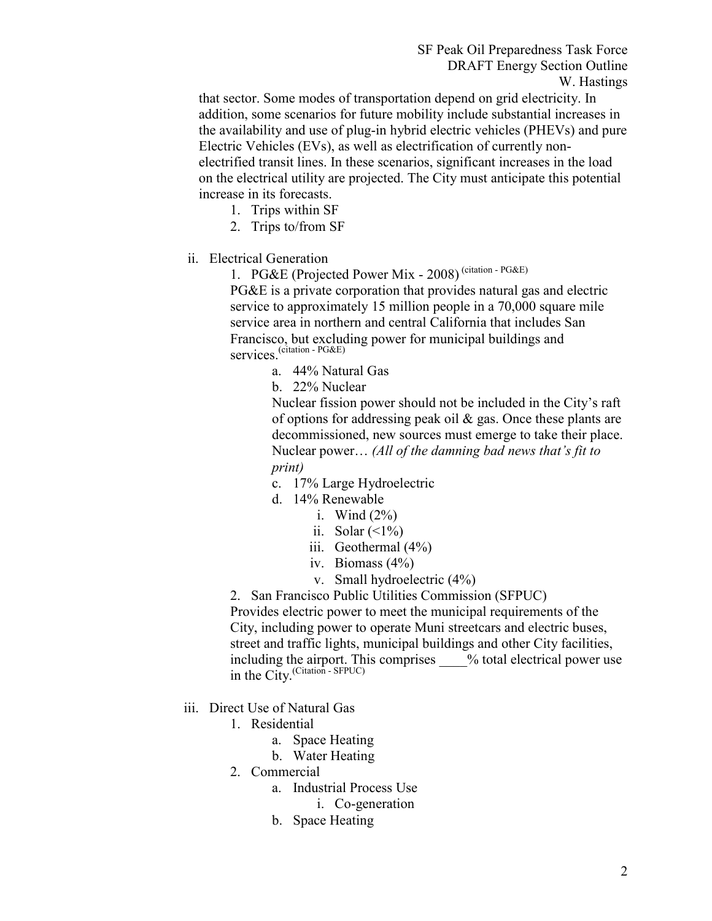that sector. Some modes of transportation depend on grid electricity. In addition, some scenarios for future mobility include substantial increases in the availability and use of plug-in hybrid electric vehicles (PHEVs) and pure Electric Vehicles (EVs), as well as electrification of currently non-electrified transit lines. In these scenarios, significant increases in the load on the electrical utility are projected. The City must anticipate this potential increase in its forecasts.

1. Trips within SF
2. Trips to/from SF

ii. Electrical Generation

1. PG&E (Projected Power Mix - 2008) [citation - PG&E]

   PG&E is a private corporation that provides natural gas and electric service to approximately 15 million people in a 70,000 square mile service area in northern and central California that includes San Francisco, but excluding power for municipal buildings and services.[citation - PG&E]

   a. 44% Natural Gas
   b. 22% Nuclear

      Nuclear fission power should not be included in the City's raft of options for addressing peak oil & gas. Once these plants are decommissioned, new sources must emerge to take their place. Nuclear power… *(All of the damning bad news that's fit to print)*

   c. 17% Large Hydroelectric
   d. 14% Renewable
      i. Wind (2%)
      ii. Solar (<1%)
      iii. Geothermal (4%)
      iv. Biomass (4%)
      v. Small hydroelectric (4%)

2. San Francisco Public Utilities Commission (SFPUC)

   Provides electric power to meet the municipal requirements of the City, including power to operate Muni streetcars and electric buses, street and traffic lights, municipal buildings and other City facilities, including the airport. This comprises ____% total electrical power use in the City.[Citation - SFPUC]

iii. Direct Use of Natural Gas

1. Residential
   a. Space Heating
   b. Water Heating
2. Commercial
   a. Industrial Process Use
      i. Co-generation
   b. Space Heating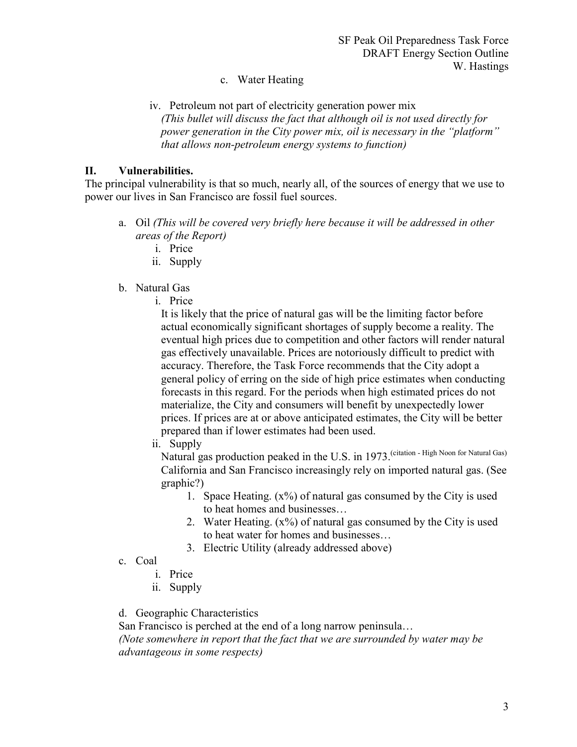c. Water Heating

iv. Petroleum not part of electricity generation power mix
*(This bullet will discuss the fact that although oil is not used directly for power generation in the City power mix, oil is necessary in the "platform" that allows non-petroleum energy systems to function)*

## II. Vulnerabilities.

The principal vulnerability is that so much, nearly all, of the sources of energy that we use to power our lives in San Francisco are fossil fuel sources.

a. Oil *(This will be covered very briefly here because it will be addressed in other areas of the Report)*
   - i. Price
   - ii. Supply

b. Natural Gas
   - i. Price
     It is likely that the price of natural gas will be the limiting factor before actual economically significant shortages of supply become a reality. The eventual high prices due to competition and other factors will render natural gas effectively unavailable. Prices are notoriously difficult to predict with accuracy. Therefore, the Task Force recommends that the City adopt a general policy of erring on the side of high price estimates when conducting forecasts in this regard. For the periods when high estimated prices do not materialize, the City and consumers will benefit by unexpectedly lower prices. If prices are at or above anticipated estimates, the City will be better prepared than if lower estimates had been used.
   - ii. Supply
     Natural gas production peaked in the U.S. in 1973.[citation - High Noon for Natural Gas] California and San Francisco increasingly rely on imported natural gas. (See graphic?)
       1. Space Heating. (x%) of natural gas consumed by the City is used to heat homes and businesses…
       2. Water Heating. (x%) of natural gas consumed by the City is used to heat water for homes and businesses…
       3. Electric Utility (already addressed above)

c. Coal
   - i. Price
   - ii. Supply

d. Geographic Characteristics
San Francisco is perched at the end of a long narrow peninsula…
*(Note somewhere in report that the fact that we are surrounded by water may be advantageous in some respects)*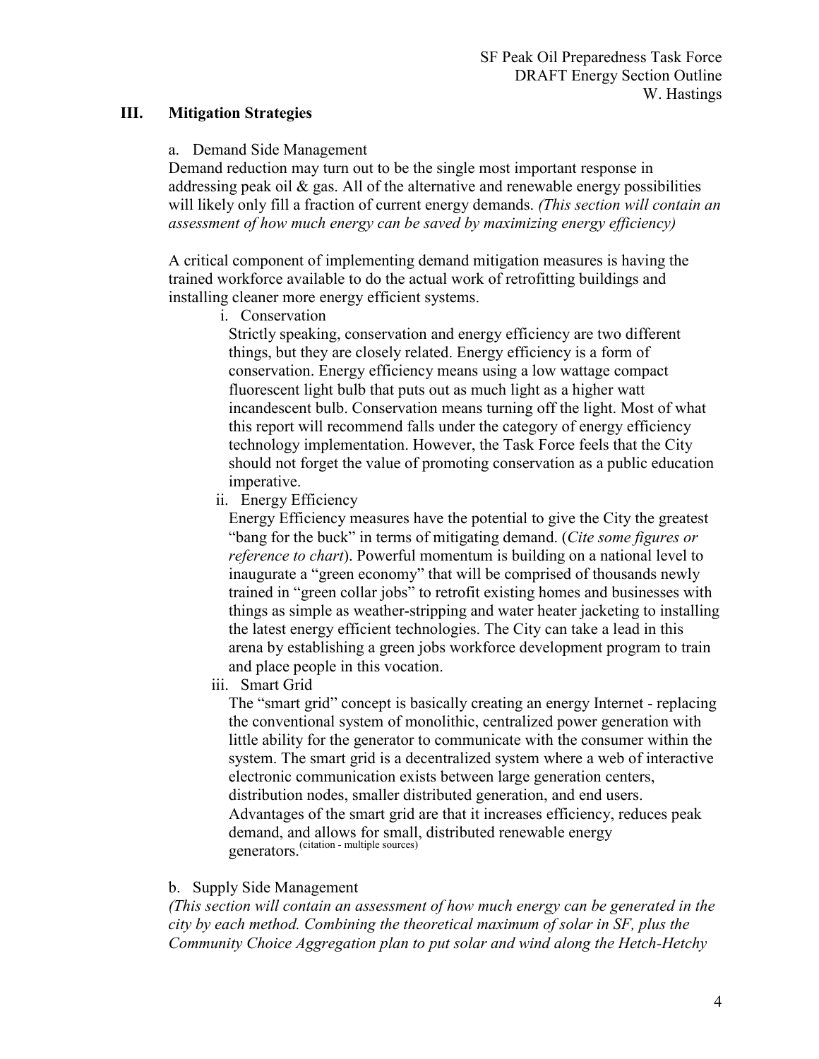## III. Mitigation Strategies

### a. Demand Side Management

Demand reduction may turn out to be the single most important response in addressing peak oil & gas. All of the alternative and renewable energy possibilities will likely only fill a fraction of current energy demands. *(This section will contain an assessment of how much energy can be saved by maximizing energy efficiency)*

A critical component of implementing demand mitigation measures is having the trained workforce available to do the actual work of retrofitting buildings and installing cleaner more energy efficient systems.

i. Conservation

Strictly speaking, conservation and energy efficiency are two different things, but they are closely related. Energy efficiency is a form of conservation. Energy efficiency means using a low wattage compact fluorescent light bulb that puts out as much light as a higher watt incandescent bulb. Conservation means turning off the light. Most of what this report will recommend falls under the category of energy efficiency technology implementation. However, the Task Force feels that the City should not forget the value of promoting conservation as a public education imperative.

ii. Energy Efficiency

Energy Efficiency measures have the potential to give the City the greatest "bang for the buck" in terms of mitigating demand. (*Cite some figures or reference to chart*). Powerful momentum is building on a national level to inaugurate a "green economy" that will be comprised of thousands newly trained in "green collar jobs" to retrofit existing homes and businesses with things as simple as weather-stripping and water heater jacketing to installing the latest energy efficient technologies. The City can take a lead in this arena by establishing a green jobs workforce development program to train and place people in this vocation.

iii. Smart Grid

The "smart grid" concept is basically creating an energy Internet - replacing the conventional system of monolithic, centralized power generation with little ability for the generator to communicate with the consumer within the system. The smart grid is a decentralized system where a web of interactive electronic communication exists between large generation centers, distribution nodes, smaller distributed generation, and end users. Advantages of the smart grid are that it increases efficiency, reduces peak demand, and allows for small, distributed renewable energy generators.[citation - multiple sources]

### b. Supply Side Management

*(This section will contain an assessment of how much energy can be generated in the city by each method. Combining the theoretical maximum of solar in SF, plus the Community Choice Aggregation plan to put solar and wind along the Hetch-Hetchy*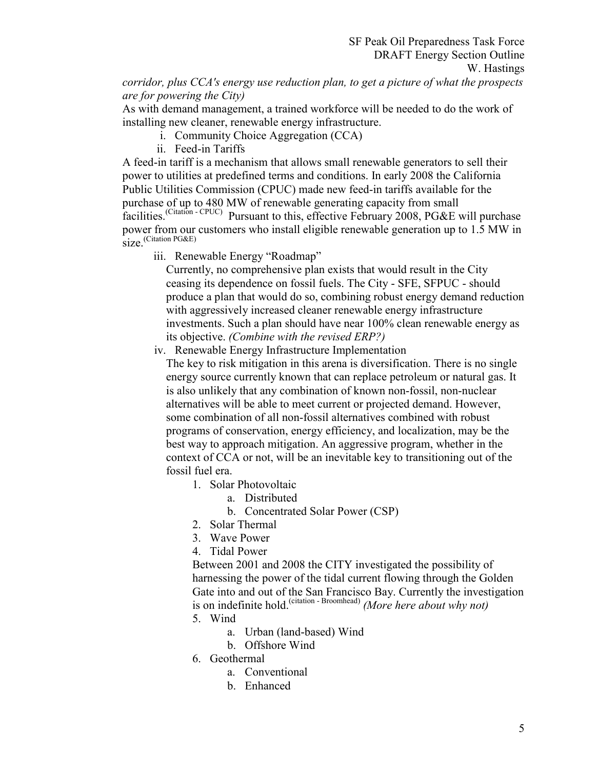*corridor, plus CCA's energy use reduction plan, to get a picture of what the prospects are for powering the City)*

As with demand management, a trained workforce will be needed to do the work of installing new cleaner, renewable energy infrastructure.

i. Community Choice Aggregation (CCA)

ii. Feed-in Tariffs

A feed-in tariff is a mechanism that allows small renewable generators to sell their power to utilities at predefined terms and conditions. In early 2008 the California Public Utilities Commission (CPUC) made new feed-in tariffs available for the purchase of up to 480 MW of renewable generating capacity from small facilities.[Citation - CPUC] Pursuant to this, effective February 2008, PG&E will purchase power from our customers who install eligible renewable generation up to 1.5 MW in size.[Citation PG&E]

iii. Renewable Energy "Roadmap"

Currently, no comprehensive plan exists that would result in the City ceasing its dependence on fossil fuels. The City - SFE, SFPUC - should produce a plan that would do so, combining robust energy demand reduction with aggressively increased cleaner renewable energy infrastructure investments. Such a plan should have near 100% clean renewable energy as its objective. *(Combine with the revised ERP?)*

iv. Renewable Energy Infrastructure Implementation

The key to risk mitigation in this arena is diversification. There is no single energy source currently known that can replace petroleum or natural gas. It is also unlikely that any combination of known non-fossil, non-nuclear alternatives will be able to meet current or projected demand. However, some combination of all non-fossil alternatives combined with robust programs of conservation, energy efficiency, and localization, may be the best way to approach mitigation. An aggressive program, whether in the context of CCA or not, will be an inevitable key to transitioning out of the fossil fuel era.

1. Solar Photovoltaic
   a. Distributed
   b. Concentrated Solar Power (CSP)
2. Solar Thermal
3. Wave Power
4. Tidal Power

   Between 2001 and 2008 the CITY investigated the possibility of harnessing the power of the tidal current flowing through the Golden Gate into and out of the San Francisco Bay. Currently the investigation is on indefinite hold.[citation - Broomhead] *(More here about why not)*
5. Wind
   a. Urban (land-based) Wind
   b. Offshore Wind
6. Geothermal
   a. Conventional
   b. Enhanced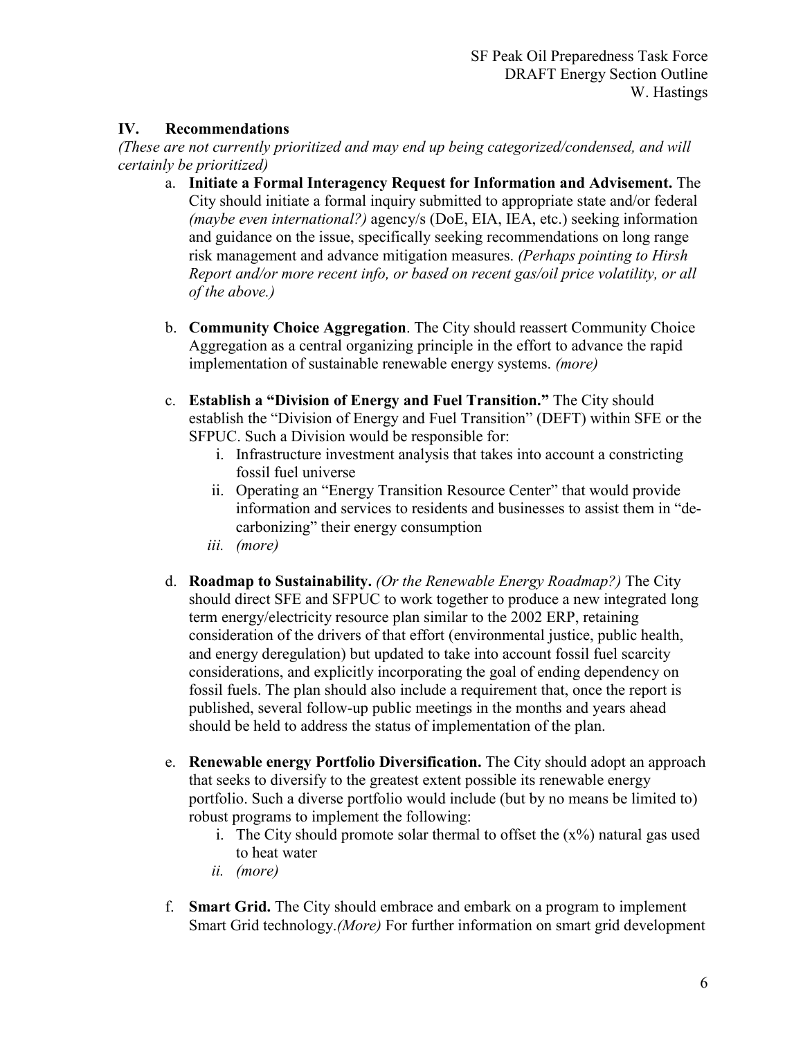## IV. Recommendations

*(These are not currently prioritized and may end up being categorized/condensed, and will certainly be prioritized)*

a. **Initiate a Formal Interagency Request for Information and Advisement.** The City should initiate a formal inquiry submitted to appropriate state and/or federal *(maybe even international?)* agency/s (DoE, EIA, IEA, etc.) seeking information and guidance on the issue, specifically seeking recommendations on long range risk management and advance mitigation measures. *(Perhaps pointing to Hirsh Report and/or more recent info, or based on recent gas/oil price volatility, or all of the above.)*

b. **Community Choice Aggregation**. The City should reassert Community Choice Aggregation as a central organizing principle in the effort to advance the rapid implementation of sustainable renewable energy systems. *(more)*

c. **Establish a "Division of Energy and Fuel Transition."** The City should establish the "Division of Energy and Fuel Transition" (DEFT) within SFE or the SFPUC. Such a Division would be responsible for:
   i. Infrastructure investment analysis that takes into account a constricting fossil fuel universe
   ii. Operating an "Energy Transition Resource Center" that would provide information and services to residents and businesses to assist them in "de-carbonizing" their energy consumption
   iii. *(more)*

d. **Roadmap to Sustainability.** *(Or the Renewable Energy Roadmap?)* The City should direct SFE and SFPUC to work together to produce a new integrated long term energy/electricity resource plan similar to the 2002 ERP, retaining consideration of the drivers of that effort (environmental justice, public health, and energy deregulation) but updated to take into account fossil fuel scarcity considerations, and explicitly incorporating the goal of ending dependency on fossil fuels. The plan should also include a requirement that, once the report is published, several follow-up public meetings in the months and years ahead should be held to address the status of implementation of the plan.

e. **Renewable energy Portfolio Diversification.** The City should adopt an approach that seeks to diversify to the greatest extent possible its renewable energy portfolio. Such a diverse portfolio would include (but by no means be limited to) robust programs to implement the following:
   i. The City should promote solar thermal to offset the (x%) natural gas used to heat water
   ii. *(more)*

f. **Smart Grid.** The City should embrace and embark on a program to implement Smart Grid technology.*(More)* For further information on smart grid development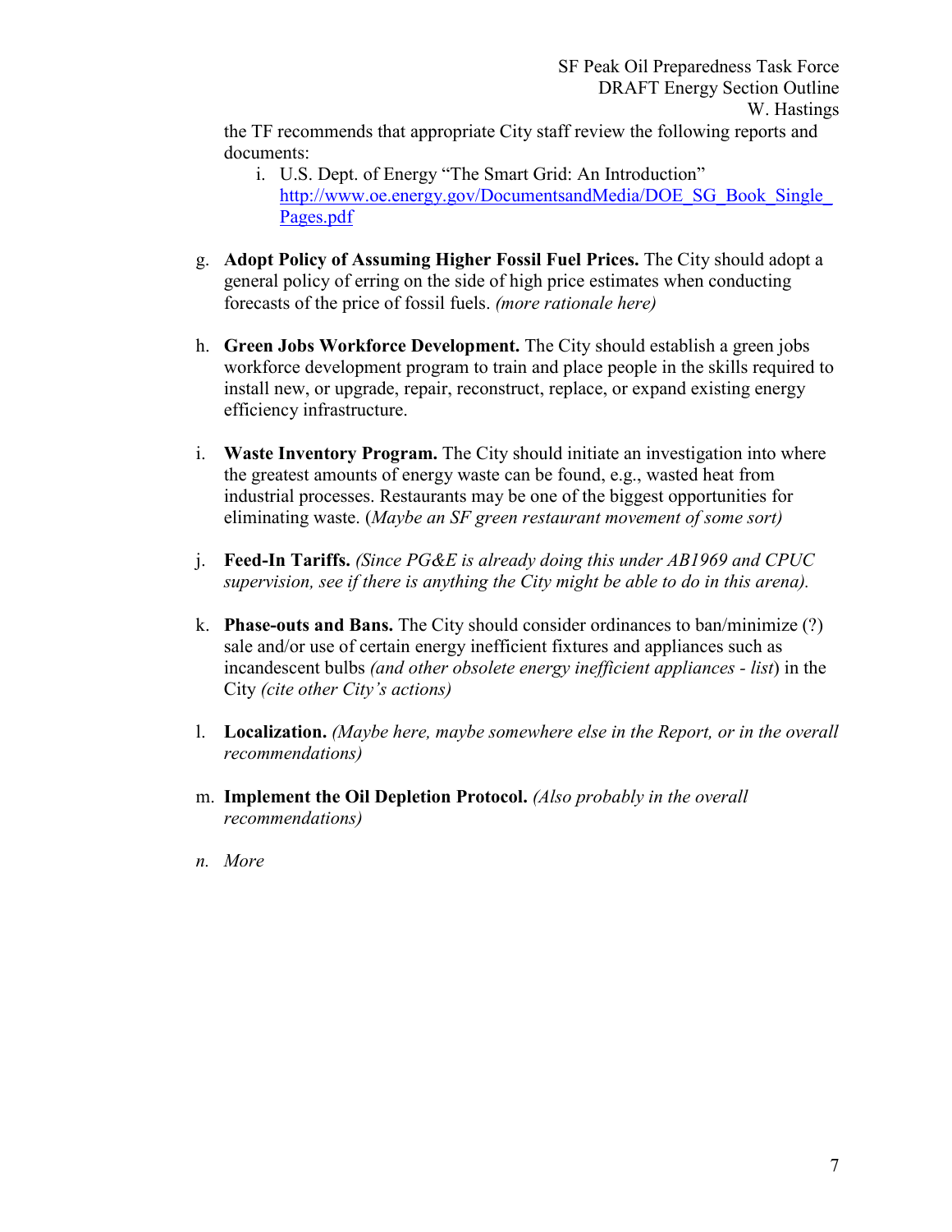the TF recommends that appropriate City staff review the following reports and documents:

   i. U.S. Dept. of Energy "The Smart Grid: An Introduction" [http://www.oe.energy.gov/DocumentsandMedia/DOE_SG_Book_Single_Pages.pdf](http://www.oe.energy.gov/DocumentsandMedia/DOE_SG_Book_Single_Pages.pdf)

g. **Adopt Policy of Assuming Higher Fossil Fuel Prices.** The City should adopt a general policy of erring on the side of high price estimates when conducting forecasts of the price of fossil fuels. *(more rationale here)*

h. **Green Jobs Workforce Development.** The City should establish a green jobs workforce development program to train and place people in the skills required to install new, or upgrade, repair, reconstruct, replace, or expand existing energy efficiency infrastructure.

i. **Waste Inventory Program.** The City should initiate an investigation into where the greatest amounts of energy waste can be found, e.g., wasted heat from industrial processes. Restaurants may be one of the biggest opportunities for eliminating waste. (*Maybe an SF green restaurant movement of some sort)*

j. **Feed-In Tariffs.** *(Since PG&E is already doing this under AB1969 and CPUC supervision, see if there is anything the City might be able to do in this arena).*

k. **Phase-outs and Bans.** The City should consider ordinances to ban/minimize (?) sale and/or use of certain energy inefficient fixtures and appliances such as incandescent bulbs *(and other obsolete energy inefficient appliances - list*) in the City *(cite other City's actions)*

l. **Localization.** *(Maybe here, maybe somewhere else in the Report, or in the overall recommendations)*

m. **Implement the Oil Depletion Protocol.** *(Also probably in the overall recommendations)*

*n. More*